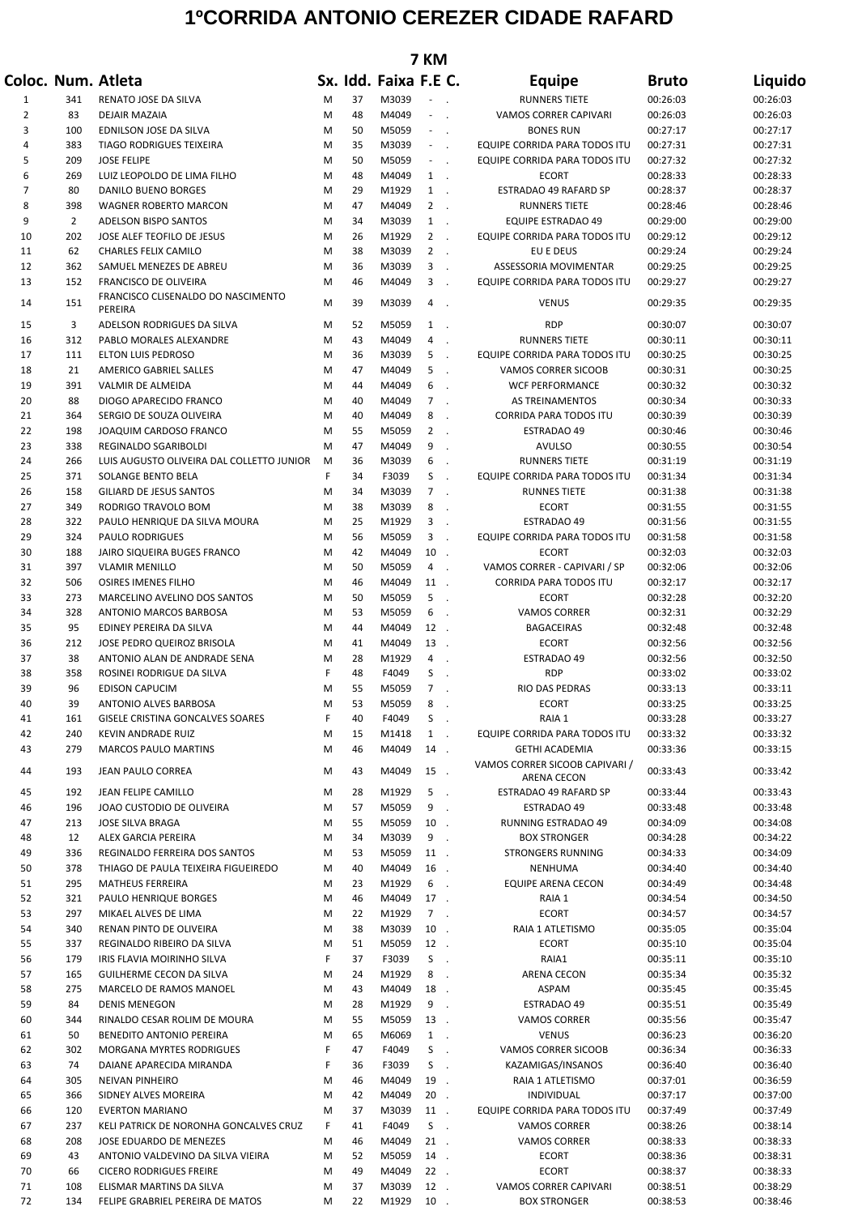# 1ºCORRIDA ANTONIO CEREZER CIDADE RAFARD

## 7 KM

| Coloc. | Num. | Atleta | Sx. | Idd. | Faixa | F.E | C. | Equipe | Bruto | Liquido |
|---|---|---|---|---|---|---|---|---|---|---|
| 1 | 341 | RENATO JOSE DA SILVA | M | 37 | M3039 | - | . | RUNNERS TIETE | 00:26:03 | 00:26:03 |
| 2 | 83 | DEJAIR MAZAIA | M | 48 | M4049 | - | . | VAMOS CORRER CAPIVARI | 00:26:03 | 00:26:03 |
| 3 | 100 | EDNILSON JOSE DA SILVA | M | 50 | M5059 | - | . | BONES RUN | 00:27:17 | 00:27:17 |
| 4 | 383 | TIAGO RODRIGUES TEIXEIRA | M | 35 | M3039 | - | . | EQUIPE CORRIDA PARA TODOS ITU | 00:27:31 | 00:27:31 |
| 5 | 209 | JOSE FELIPE | M | 50 | M5059 | - | . | EQUIPE CORRIDA PARA TODOS ITU | 00:27:32 | 00:27:32 |
| 6 | 269 | LUIZ LEOPOLDO DE LIMA FILHO | M | 48 | M4049 | 1 | . | ECORT | 00:28:33 | 00:28:33 |
| 7 | 80 | DANILO BUENO BORGES | M | 29 | M1929 | 1 | . | ESTRADAO 49 RAFARD SP | 00:28:37 | 00:28:37 |
| 8 | 398 | WAGNER ROBERTO MARCON | M | 47 | M4049 | 2 | . | RUNNERS TIETE | 00:28:46 | 00:28:46 |
| 9 | 2 | ADELSON BISPO SANTOS | M | 34 | M3039 | 1 | . | EQUIPE ESTRADAO 49 | 00:29:00 | 00:29:00 |
| 10 | 202 | JOSE ALEF TEOFILO DE JESUS | M | 26 | M1929 | 2 | . | EQUIPE CORRIDA PARA TODOS ITU | 00:29:12 | 00:29:12 |
| 11 | 62 | CHARLES FELIX CAMILO | M | 38 | M3039 | 2 | . | EU E DEUS | 00:29:24 | 00:29:24 |
| 12 | 362 | SAMUEL MENEZES DE ABREU | M | 36 | M3039 | 3 | . | ASSESSORIA MOVIMENTAR | 00:29:25 | 00:29:25 |
| 13 | 152 | FRANCISCO DE OLIVEIRA | M | 46 | M4049 | 3 | . | EQUIPE CORRIDA PARA TODOS ITU | 00:29:27 | 00:29:27 |
| 14 | 151 | FRANCISCO CLISENALDO DO NASCIMENTO PEREIRA | M | 39 | M3039 | 4 | . | VENUS | 00:29:35 | 00:29:35 |
| 15 | 3 | ADELSON RODRIGUES DA SILVA | M | 52 | M5059 | 1 | . | RDP | 00:30:07 | 00:30:07 |
| 16 | 312 | PABLO MORALES ALEXANDRE | M | 43 | M4049 | 4 | . | RUNNERS TIETE | 00:30:11 | 00:30:11 |
| 17 | 111 | ELTON LUIS PEDROSO | M | 36 | M3039 | 5 | . | EQUIPE CORRIDA PARA TODOS ITU | 00:30:25 | 00:30:25 |
| 18 | 21 | AMERICO GABRIEL SALLES | M | 47 | M4049 | 5 | . | VAMOS CORRER SICOOB | 00:30:31 | 00:30:25 |
| 19 | 391 | VALMIR DE ALMEIDA | M | 44 | M4049 | 6 | . | WCF PERFORMANCE | 00:30:32 | 00:30:32 |
| 20 | 88 | DIOGO APARECIDO FRANCO | M | 40 | M4049 | 7 | . | AS TREINAMENTOS | 00:30:34 | 00:30:33 |
| 21 | 364 | SERGIO DE SOUZA OLIVEIRA | M | 40 | M4049 | 8 | . | CORRIDA PARA TODOS ITU | 00:30:39 | 00:30:39 |
| 22 | 198 | JOAQUIM CARDOSO FRANCO | M | 55 | M5059 | 2 | . | ESTRADAO 49 | 00:30:46 | 00:30:46 |
| 23 | 338 | REGINALDO SGARIBOLDI | M | 47 | M4049 | 9 | . | AVULSO | 00:30:55 | 00:30:54 |
| 24 | 266 | LUIS AUGUSTO OLIVEIRA DAL COLLETTO JUNIOR | M | 36 | M3039 | 6 | . | RUNNERS TIETE | 00:31:19 | 00:31:19 |
| 25 | 371 | SOLANGE BENTO BELA | F | 34 | F3039 | S | . | EQUIPE CORRIDA PARA TODOS ITU | 00:31:34 | 00:31:34 |
| 26 | 158 | GILIARD DE JESUS SANTOS | M | 34 | M3039 | 7 | . | RUNNES TIETE | 00:31:38 | 00:31:38 |
| 27 | 349 | RODRIGO TRAVOLO BOM | M | 38 | M3039 | 8 | . | ECORT | 00:31:55 | 00:31:55 |
| 28 | 322 | PAULO HENRIQUE DA SILVA MOURA | M | 25 | M1929 | 3 | . | ESTRADAO 49 | 00:31:56 | 00:31:55 |
| 29 | 324 | PAULO RODRIGUES | M | 56 | M5059 | 3 | . | EQUIPE CORRIDA PARA TODOS ITU | 00:31:58 | 00:31:58 |
| 30 | 188 | JAIRO SIQUEIRA BUGES FRANCO | M | 42 | M4049 | 10 | . | ECORT | 00:32:03 | 00:32:03 |
| 31 | 397 | VLAMIR MENILLO | M | 50 | M5059 | 4 | . | VAMOS CORRER - CAPIVARI / SP | 00:32:06 | 00:32:06 |
| 32 | 506 | OSIRES IMENES FILHO | M | 46 | M4049 | 11 | . | CORRIDA PARA TODOS ITU | 00:32:17 | 00:32:17 |
| 33 | 273 | MARCELINO AVELINO DOS SANTOS | M | 50 | M5059 | 5 | . | ECORT | 00:32:28 | 00:32:20 |
| 34 | 328 | ANTONIO MARCOS BARBOSA | M | 53 | M5059 | 6 | . | VAMOS CORRER | 00:32:31 | 00:32:29 |
| 35 | 95 | EDINEY PEREIRA DA SILVA | M | 44 | M4049 | 12 | . | BAGACEIRAS | 00:32:48 | 00:32:48 |
| 36 | 212 | JOSE PEDRO QUEIROZ BRISOLA | M | 41 | M4049 | 13 | . | ECORT | 00:32:56 | 00:32:56 |
| 37 | 38 | ANTONIO ALAN DE ANDRADE SENA | M | 28 | M1929 | 4 | . | ESTRADAO 49 | 00:32:56 | 00:32:50 |
| 38 | 358 | ROSINEI RODRIGUE DA SILVA | F | 48 | F4049 | S | . | RDP | 00:33:02 | 00:33:02 |
| 39 | 96 | EDISON CAPUCIM | M | 55 | M5059 | 7 | . | RIO DAS PEDRAS | 00:33:13 | 00:33:11 |
| 40 | 39 | ANTONIO ALVES BARBOSA | M | 53 | M5059 | 8 | . | ECORT | 00:33:25 | 00:33:25 |
| 41 | 161 | GISELE CRISTINA GONCALVES SOARES | F | 40 | F4049 | S | . | RAIA 1 | 00:33:28 | 00:33:27 |
| 42 | 240 | KEVIN ANDRADE RUIZ | M | 15 | M1418 | 1 | . | EQUIPE CORRIDA PARA TODOS ITU | 00:33:32 | 00:33:32 |
| 43 | 279 | MARCOS PAULO MARTINS | M | 46 | M4049 | 14 | . | GETHI ACADEMIA | 00:33:36 | 00:33:15 |
| 44 | 193 | JEAN PAULO CORREA | M | 43 | M4049 | 15 | . | VAMOS CORRER SICOOB CAPIVARI / ARENA CECON | 00:33:43 | 00:33:42 |
| 45 | 192 | JEAN FELIPE CAMILLO | M | 28 | M1929 | 5 | . | ESTRADAO 49 RAFARD SP | 00:33:44 | 00:33:43 |
| 46 | 196 | JOAO CUSTODIO DE OLIVEIRA | M | 57 | M5059 | 9 | . | ESTRADAO 49 | 00:33:48 | 00:33:48 |
| 47 | 213 | JOSE SILVA BRAGA | M | 55 | M5059 | 10 | . | RUNNING ESTRADAO 49 | 00:34:09 | 00:34:08 |
| 48 | 12 | ALEX GARCIA PEREIRA | M | 34 | M3039 | 9 | . | BOX STRONGER | 00:34:28 | 00:34:22 |
| 49 | 336 | REGINALDO FERREIRA DOS SANTOS | M | 53 | M5059 | 11 | . | STRONGERS RUNNING | 00:34:33 | 00:34:09 |
| 50 | 378 | THIAGO DE PAULA TEIXEIRA FIGUEIREDO | M | 40 | M4049 | 16 | . | NENHUMA | 00:34:40 | 00:34:40 |
| 51 | 295 | MATHEUS FERREIRA | M | 23 | M1929 | 6 | . | EQUIPE ARENA CECON | 00:34:49 | 00:34:48 |
| 52 | 321 | PAULO HENRIQUE BORGES | M | 46 | M4049 | 17 | . | RAIA 1 | 00:34:54 | 00:34:50 |
| 53 | 297 | MIKAEL ALVES DE LIMA | M | 22 | M1929 | 7 | . | ECORT | 00:34:57 | 00:34:57 |
| 54 | 340 | RENAN PINTO DE OLIVEIRA | M | 38 | M3039 | 10 | . | RAIA 1 ATLETISMO | 00:35:05 | 00:35:04 |
| 55 | 337 | REGINALDO RIBEIRO DA SILVA | M | 51 | M5059 | 12 | . | ECORT | 00:35:10 | 00:35:04 |
| 56 | 179 | IRIS FLAVIA MOIRINHO SILVA | F | 37 | F3039 | S | . | RAIA1 | 00:35:11 | 00:35:10 |
| 57 | 165 | GUILHERME CECON DA SILVA | M | 24 | M1929 | 8 | . | ARENA CECON | 00:35:34 | 00:35:32 |
| 58 | 275 | MARCELO DE RAMOS MANOEL | M | 43 | M4049 | 18 | . | ASPAM | 00:35:45 | 00:35:45 |
| 59 | 84 | DENIS MENEGON | M | 28 | M1929 | 9 | . | ESTRADAO 49 | 00:35:51 | 00:35:49 |
| 60 | 344 | RINALDO CESAR ROLIM DE MOURA | M | 55 | M5059 | 13 | . | VAMOS CORRER | 00:35:56 | 00:35:47 |
| 61 | 50 | BENEDITO ANTONIO PEREIRA | M | 65 | M6069 | 1 | . | VENUS | 00:36:23 | 00:36:20 |
| 62 | 302 | MORGANA MYRTES RODRIGUES | F | 47 | F4049 | S | . | VAMOS CORRER SICOOB | 00:36:34 | 00:36:33 |
| 63 | 74 | DAIANE APARECIDA MIRANDA | F | 36 | F3039 | S | . | KAZAMIGAS/INSANOS | 00:36:40 | 00:36:40 |
| 64 | 305 | NEIVAN PINHEIRO | M | 46 | M4049 | 19 | . | RAIA 1 ATLETISMO | 00:37:01 | 00:36:59 |
| 65 | 366 | SIDNEY ALVES MOREIRA | M | 42 | M4049 | 20 | . | INDIVIDUAL | 00:37:17 | 00:37:00 |
| 66 | 120 | EVERTON MARIANO | M | 37 | M3039 | 11 | . | EQUIPE CORRIDA PARA TODOS ITU | 00:37:49 | 00:37:49 |
| 67 | 237 | KELI PATRICK DE NORONHA GONCALVES CRUZ | F | 41 | F4049 | S | . | VAMOS CORRER | 00:38:26 | 00:38:14 |
| 68 | 208 | JOSE EDUARDO DE MENEZES | M | 46 | M4049 | 21 | . | VAMOS CORRER | 00:38:33 | 00:38:33 |
| 69 | 43 | ANTONIO VALDEVINO DA SILVA VIEIRA | M | 52 | M5059 | 14 | . | ECORT | 00:38:36 | 00:38:31 |
| 70 | 66 | CICERO RODRIGUES FREIRE | M | 49 | M4049 | 22 | . | ECORT | 00:38:37 | 00:38:33 |
| 71 | 108 | ELISMAR MARTINS DA SILVA | M | 37 | M3039 | 12 | . | VAMOS CORRER CAPIVARI | 00:38:51 | 00:38:29 |
| 72 | 134 | FELIPE GRABRIEL PEREIRA DE MATOS | M | 22 | M1929 | 10 | . | BOX STRONGER | 00:38:53 | 00:38:46 |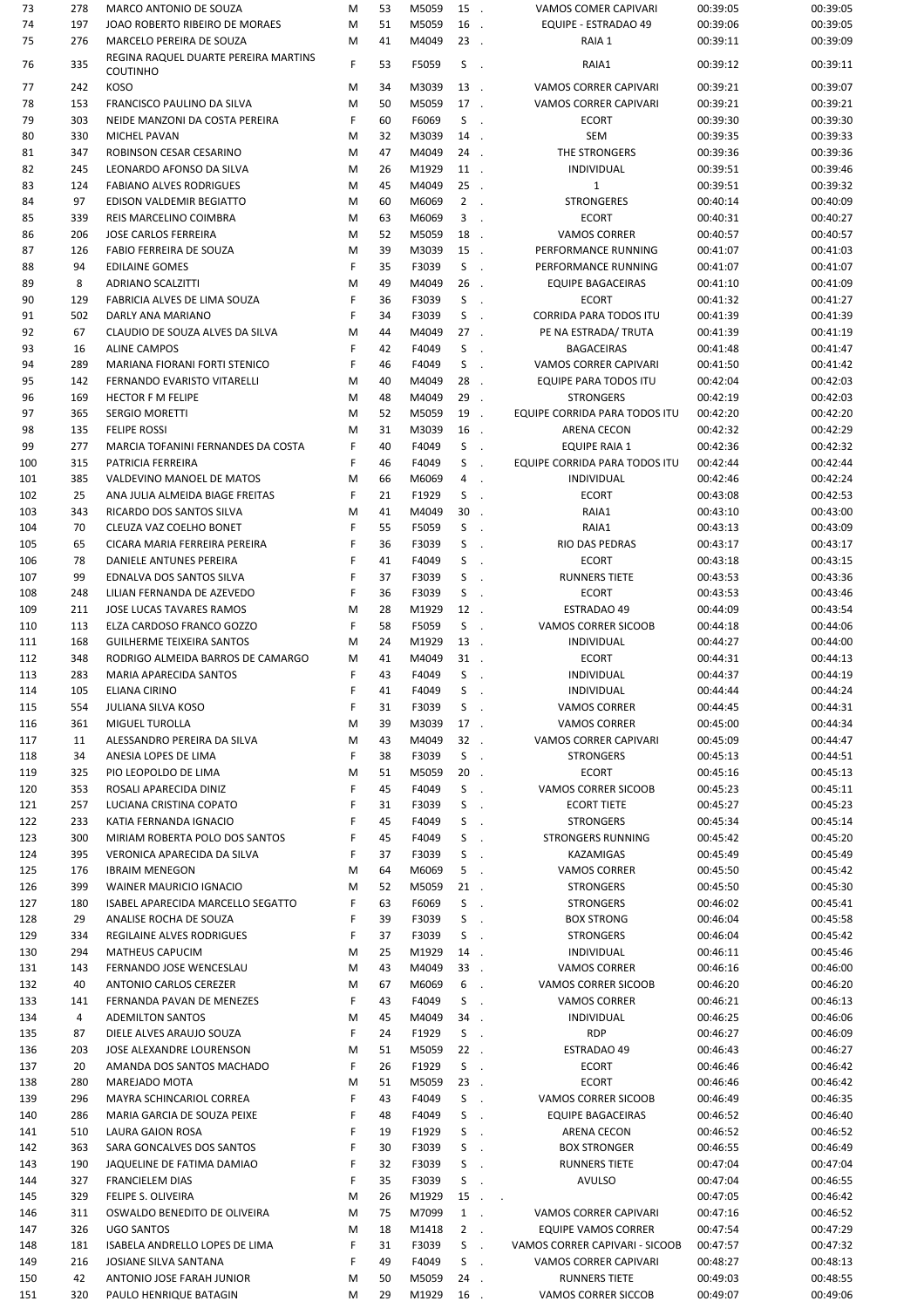| 73 | 278 | MARCO ANTONIO DE SOUZA | M | 53 | M5059 | 15 . | VAMOS COMER CAPIVARI | 00:39:05 | 00:39:05 |
|---|---|---|---|---|---|---|---|---|---|
| 74 | 197 | JOAO ROBERTO RIBEIRO DE MORAES | M | 51 | M5059 | 16 . | EQUIPE - ESTRADAO 49 | 00:39:06 | 00:39:05 |
| 75 | 276 | MARCELO PEREIRA DE SOUZA | M | 41 | M4049 | 23 . | RAIA 1 | 00:39:11 | 00:39:09 |
| 76 | 335 | REGINA RAQUEL DUARTE PEREIRA MARTINS COUTINHO | F | 53 | F5059 | S . | RAIA1 | 00:39:12 | 00:39:11 |
| 77 | 242 | KOSO | M | 34 | M3039 | 13 . | VAMOS CORRER CAPIVARI | 00:39:21 | 00:39:07 |
| 78 | 153 | FRANCISCO PAULINO DA SILVA | M | 50 | M5059 | 17 . | VAMOS CORRER CAPIVARI | 00:39:21 | 00:39:21 |
| 79 | 303 | NEIDE MANZONI DA COSTA PEREIRA | F | 60 | F6069 | S . | ECORT | 00:39:30 | 00:39:30 |
| 80 | 330 | MICHEL PAVAN | M | 32 | M3039 | 14 . | SEM | 00:39:35 | 00:39:33 |
| 81 | 347 | ROBINSON CESAR CESARINO | M | 47 | M4049 | 24 . | THE STRONGERS | 00:39:36 | 00:39:36 |
| 82 | 245 | LEONARDO AFONSO DA SILVA | M | 26 | M1929 | 11 . | INDIVIDUAL | 00:39:51 | 00:39:46 |
| 83 | 124 | FABIANO ALVES RODRIGUES | M | 45 | M4049 | 25 . | 1 | 00:39:51 | 00:39:32 |
| 84 | 97 | EDISON VALDEMIR BEGIATTO | M | 60 | M6069 | 2 . | STRONGERES | 00:40:14 | 00:40:09 |
| 85 | 339 | REIS MARCELINO COIMBRA | M | 63 | M6069 | 3 . | ECORT | 00:40:31 | 00:40:27 |
| 86 | 206 | JOSE CARLOS FERREIRA | M | 52 | M5059 | 18 . | VAMOS CORRER | 00:40:57 | 00:40:57 |
| 87 | 126 | FABIO FERREIRA DE SOUZA | M | 39 | M3039 | 15 . | PERFORMANCE RUNNING | 00:41:07 | 00:41:03 |
| 88 | 94 | EDILAINE GOMES | F | 35 | F3039 | S . | PERFORMANCE RUNNING | 00:41:07 | 00:41:07 |
| 89 | 8 | ADRIANO SCALZITTI | M | 49 | M4049 | 26 . | EQUIPE BAGACEIRAS | 00:41:10 | 00:41:09 |
| 90 | 129 | FABRICIA ALVES DE LIMA SOUZA | F | 36 | F3039 | S . | ECORT | 00:41:32 | 00:41:27 |
| 91 | 502 | DARLY ANA MARIANO | F | 34 | F3039 | S . | CORRIDA PARA TODOS ITU | 00:41:39 | 00:41:39 |
| 92 | 67 | CLAUDIO DE SOUZA ALVES DA SILVA | M | 44 | M4049 | 27 . | PE NA ESTRADA/ TRUTA | 00:41:39 | 00:41:19 |
| 93 | 16 | ALINE CAMPOS | F | 42 | F4049 | S . | BAGACEIRAS | 00:41:48 | 00:41:47 |
| 94 | 289 | MARIANA FIORANI FORTI STENICO | F | 46 | F4049 | S . | VAMOS CORRER CAPIVARI | 00:41:50 | 00:41:42 |
| 95 | 142 | FERNANDO EVARISTO VITARELLI | M | 40 | M4049 | 28 . | EQUIPE PARA TODOS ITU | 00:42:04 | 00:42:03 |
| 96 | 169 | HECTOR F M FELIPE | M | 48 | M4049 | 29 . | STRONGERS | 00:42:19 | 00:42:03 |
| 97 | 365 | SERGIO MORETTI | M | 52 | M5059 | 19 . | EQUIPE CORRIDA PARA TODOS ITU | 00:42:20 | 00:42:20 |
| 98 | 135 | FELIPE ROSSI | M | 31 | M3039 | 16 . | ARENA CECON | 00:42:32 | 00:42:29 |
| 99 | 277 | MARCIA TOFANINI FERNANDES DA COSTA | F | 40 | F4049 | S . | EQUIPE RAIA 1 | 00:42:36 | 00:42:32 |
| 100 | 315 | PATRICIA FERREIRA | F | 46 | F4049 | S . | EQUIPE CORRIDA PARA TODOS ITU | 00:42:44 | 00:42:44 |
| 101 | 385 | VALDEVINO MANOEL DE MATOS | M | 66 | M6069 | 4 . | INDIVIDUAL | 00:42:46 | 00:42:24 |
| 102 | 25 | ANA JULIA ALMEIDA BIAGE FREITAS | F | 21 | F1929 | S . | ECORT | 00:43:08 | 00:42:53 |
| 103 | 343 | RICARDO DOS SANTOS SILVA | M | 41 | M4049 | 30 . | RAIA1 | 00:43:10 | 00:43:00 |
| 104 | 70 | CLEUZA VAZ COELHO BONET | F | 55 | F5059 | S . | RAIA1 | 00:43:13 | 00:43:09 |
| 105 | 65 | CICARA MARIA FERREIRA PEREIRA | F | 36 | F3039 | S . | RIO DAS PEDRAS | 00:43:17 | 00:43:17 |
| 106 | 78 | DANIELE ANTUNES PEREIRA | F | 41 | F4049 | S . | ECORT | 00:43:18 | 00:43:15 |
| 107 | 99 | EDNALVA DOS SANTOS SILVA | F | 37 | F3039 | S . | RUNNERS TIETE | 00:43:53 | 00:43:36 |
| 108 | 248 | LILIAN FERNANDA DE AZEVEDO | F | 36 | F3039 | S . | ECORT | 00:43:53 | 00:43:46 |
| 109 | 211 | JOSE LUCAS TAVARES RAMOS | M | 28 | M1929 | 12 . | ESTRADAO 49 | 00:44:09 | 00:43:54 |
| 110 | 113 | ELZA CARDOSO FRANCO GOZZO | F | 58 | F5059 | S . | VAMOS CORRER SICOOB | 00:44:18 | 00:44:06 |
| 111 | 168 | GUILHERME TEIXEIRA SANTOS | M | 24 | M1929 | 13 . | INDIVIDUAL | 00:44:27 | 00:44:00 |
| 112 | 348 | RODRIGO ALMEIDA BARROS DE CAMARGO | M | 41 | M4049 | 31 . | ECORT | 00:44:31 | 00:44:13 |
| 113 | 283 | MARIA APARECIDA SANTOS | F | 43 | F4049 | S . | INDIVIDUAL | 00:44:37 | 00:44:19 |
| 114 | 105 | ELIANA CIRINO | F | 41 | F4049 | S . | INDIVIDUAL | 00:44:44 | 00:44:24 |
| 115 | 554 | JULIANA SILVA KOSO | F | 31 | F3039 | S . | VAMOS CORRER | 00:44:45 | 00:44:31 |
| 116 | 361 | MIGUEL TUROLLA | M | 39 | M3039 | 17 . | VAMOS CORRER | 00:45:00 | 00:44:34 |
| 117 | 11 | ALESSANDRO PEREIRA DA SILVA | M | 43 | M4049 | 32 . | VAMOS CORRER CAPIVARI | 00:45:09 | 00:44:47 |
| 118 | 34 | ANESIA LOPES DE LIMA | F | 38 | F3039 | S . | STRONGERS | 00:45:13 | 00:44:51 |
| 119 | 325 | PIO LEOPOLDO DE LIMA | M | 51 | M5059 | 20 . | ECORT | 00:45:16 | 00:45:13 |
| 120 | 353 | ROSALI APARECIDA DINIZ | F | 45 | F4049 | S . | VAMOS CORRER SICOOB | 00:45:23 | 00:45:11 |
| 121 | 257 | LUCIANA CRISTINA COPATO | F | 31 | F3039 | S . | ECORT TIETE | 00:45:27 | 00:45:23 |
| 122 | 233 | KATIA FERNANDA IGNACIO | F | 45 | F4049 | S . | STRONGERS | 00:45:34 | 00:45:14 |
| 123 | 300 | MIRIAM ROBERTA POLO DOS SANTOS | F | 45 | F4049 | S . | STRONGERS RUNNING | 00:45:42 | 00:45:20 |
| 124 | 395 | VERONICA APARECIDA DA SILVA | F | 37 | F3039 | S . | KAZAMIGAS | 00:45:49 | 00:45:49 |
| 125 | 176 | IBRAIM MENEGON | M | 64 | M6069 | 5 . | VAMOS CORRER | 00:45:50 | 00:45:42 |
| 126 | 399 | WAINER MAURICIO IGNACIO | M | 52 | M5059 | 21 . | STRONGERS | 00:45:50 | 00:45:30 |
| 127 | 180 | ISABEL APARECIDA MARCELLO SEGATTO | F | 63 | F6069 | S . | STRONGERS | 00:46:02 | 00:45:41 |
| 128 | 29 | ANALISE ROCHA DE SOUZA | F | 39 | F3039 | S . | BOX STRONG | 00:46:04 | 00:45:58 |
| 129 | 334 | REGILAINE ALVES RODRIGUES | F | 37 | F3039 | S . | STRONGERS | 00:46:04 | 00:45:42 |
| 130 | 294 | MATHEUS CAPUCIM | M | 25 | M1929 | 14 . | INDIVIDUAL | 00:46:11 | 00:45:46 |
| 131 | 143 | FERNANDO JOSE WENCESLAU | M | 43 | M4049 | 33 . | VAMOS CORRER | 00:46:16 | 00:46:00 |
| 132 | 40 | ANTONIO CARLOS CEREZER | M | 67 | M6069 | 6 . | VAMOS CORRER SICOOB | 00:46:20 | 00:46:20 |
| 133 | 141 | FERNANDA PAVAN DE MENEZES | F | 43 | F4049 | S . | VAMOS CORRER | 00:46:21 | 00:46:13 |
| 134 | 4 | ADEMILTON SANTOS | M | 45 | M4049 | 34 . | INDIVIDUAL | 00:46:25 | 00:46:06 |
| 135 | 87 | DIELE ALVES ARAUJO SOUZA | F | 24 | F1929 | S . | RDP | 00:46:27 | 00:46:09 |
| 136 | 203 | JOSE ALEXANDRE LOURENSON | M | 51 | M5059 | 22 . | ESTRADAO 49 | 00:46:43 | 00:46:27 |
| 137 | 20 | AMANDA DOS SANTOS MACHADO | F | 26 | F1929 | S . | ECORT | 00:46:46 | 00:46:42 |
| 138 | 280 | MAREJADO MOTA | M | 51 | M5059 | 23 . | ECORT | 00:46:46 | 00:46:42 |
| 139 | 296 | MAYRA SCHINCARIOL CORREA | F | 43 | F4049 | S . | VAMOS CORRER SICOOB | 00:46:49 | 00:46:35 |
| 140 | 286 | MARIA GARCIA DE SOUZA PEIXE | F | 48 | F4049 | S . | EQUIPE BAGACEIRAS | 00:46:52 | 00:46:40 |
| 141 | 510 | LAURA GAION ROSA | F | 19 | F1929 | S . | ARENA CECON | 00:46:52 | 00:46:52 |
| 142 | 363 | SARA GONCALVES DOS SANTOS | F | 30 | F3039 | S . | BOX STRONGER | 00:46:55 | 00:46:49 |
| 143 | 190 | JAQUELINE DE FATIMA DAMIAO | F | 32 | F3039 | S . | RUNNERS TIETE | 00:47:04 | 00:47:04 |
| 144 | 327 | FRANCIELEM DIAS | F | 35 | F3039 | S . | AVULSO | 00:47:04 | 00:46:55 |
| 145 | 329 | FELIPE S. OLIVEIRA | M | 26 | M1929 | 15 . . | | 00:47:05 | 00:46:42 |
| 146 | 311 | OSWALDO BENEDITO DE OLIVEIRA | M | 75 | M7099 | 1 . | VAMOS CORRER CAPIVARI | 00:47:16 | 00:46:52 |
| 147 | 326 | UGO SANTOS | M | 18 | M1418 | 2 . | EQUIPE VAMOS CORRER | 00:47:54 | 00:47:29 |
| 148 | 181 | ISABELA ANDRELLO LOPES DE LIMA | F | 31 | F3039 | S . | VAMOS CORRER CAPIVARI - SICOOB | 00:47:57 | 00:47:32 |
| 149 | 216 | JOSIANE SILVA SANTANA | F | 49 | F4049 | S . | VAMOS CORRER CAPIVARI | 00:48:27 | 00:48:13 |
| 150 | 42 | ANTONIO JOSE FARAH JUNIOR | M | 50 | M5059 | 24 . | RUNNERS TIETE | 00:49:03 | 00:48:55 |
| 151 | 320 | PAULO HENRIQUE BATAGIN | M | 29 | M1929 | 16 . | VAMOS CORRER SICCOB | 00:49:07 | 00:49:06 |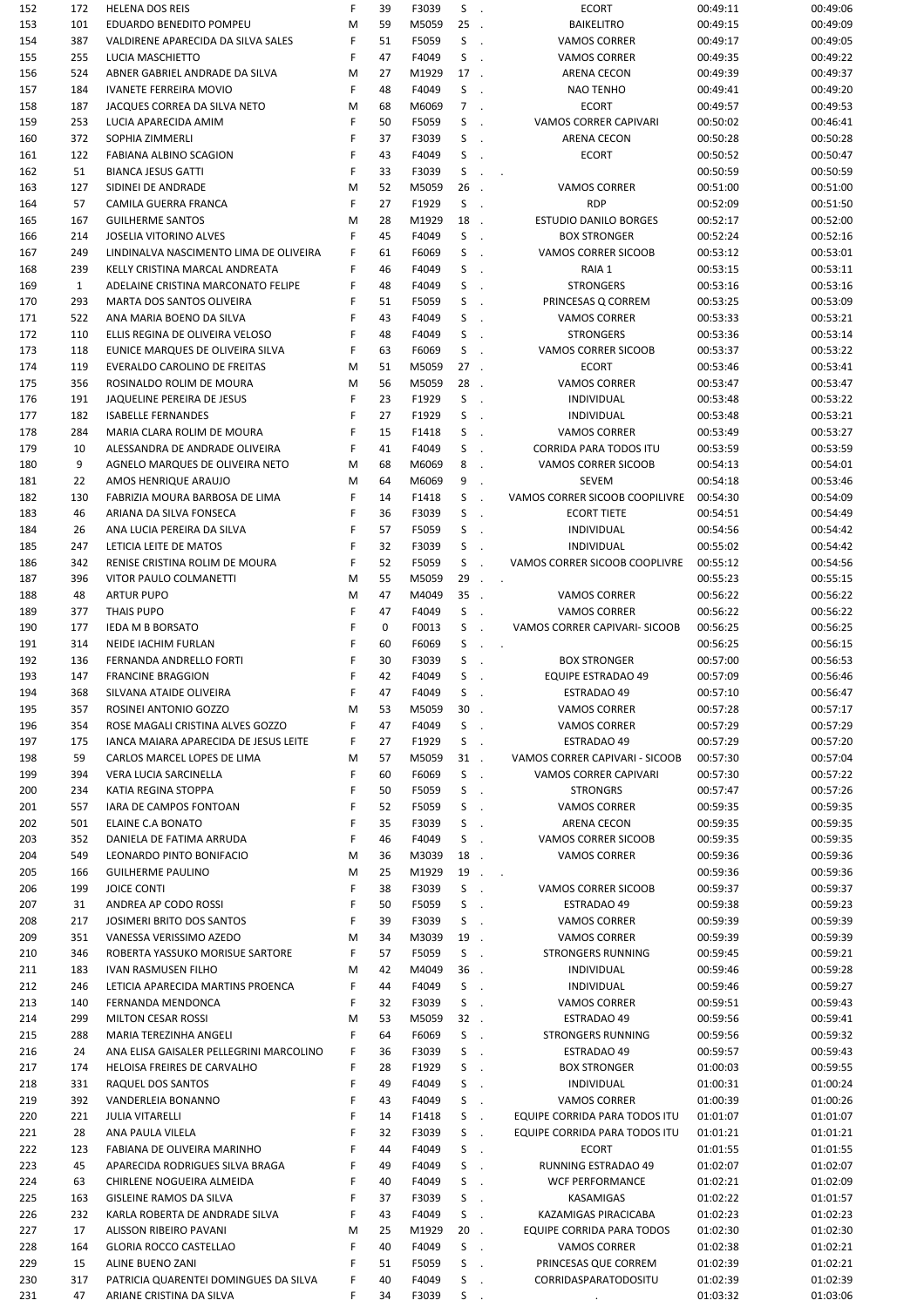| | | | | | | | | | | |
|---|---|---|---|---|---|---|---|---|---|---|
| 152 | 172 | HELENA DOS REIS | F | 39 | F3039 | S | . | ECORT | 00:49:11 | 00:49:06 |
| 153 | 101 | EDUARDO BENEDITO POMPEU | M | 59 | M5059 | 25 | . | BAIKELITRO | 00:49:15 | 00:49:09 |
| 154 | 387 | VALDIRENE APARECIDA DA SILVA SALES | F | 51 | F5059 | S | . | VAMOS CORRER | 00:49:17 | 00:49:05 |
| 155 | 255 | LUCIA MASCHIETTO | F | 47 | F4049 | S | . | VAMOS CORRER | 00:49:35 | 00:49:22 |
| 156 | 524 | ABNER GABRIEL ANDRADE DA SILVA | M | 27 | M1929 | 17 | . | ARENA CECON | 00:49:39 | 00:49:37 |
| 157 | 184 | IVANETE FERREIRA MOVIO | F | 48 | F4049 | S | . | NAO TENHO | 00:49:41 | 00:49:20 |
| 158 | 187 | JACQUES CORREA DA SILVA NETO | M | 68 | M6069 | 7 | . | ECORT | 00:49:57 | 00:49:53 |
| 159 | 253 | LUCIA APARECIDA AMIM | F | 50 | F5059 | S | . | VAMOS CORRER CAPIVARI | 00:50:02 | 00:46:41 |
| 160 | 372 | SOPHIA ZIMMERLI | F | 37 | F3039 | S | . | ARENA CECON | 00:50:28 | 00:50:28 |
| 161 | 122 | FABIANA ALBINO SCAGION | F | 43 | F4049 | S | . | ECORT | 00:50:52 | 00:50:47 |
| 162 | 51 | BIANCA JESUS GATTI | F | 33 | F3039 | S | . | . | 00:50:59 | 00:50:59 |
| 163 | 127 | SIDINEI DE ANDRADE | M | 52 | M5059 | 26 | . | VAMOS CORRER | 00:51:00 | 00:51:00 |
| 164 | 57 | CAMILA GUERRA FRANCA | F | 27 | F1929 | S | . | RDP | 00:52:09 | 00:51:50 |
| 165 | 167 | GUILHERME SANTOS | M | 28 | M1929 | 18 | . | ESTUDIO DANILO BORGES | 00:52:17 | 00:52:00 |
| 166 | 214 | JOSELIA VITORINO ALVES | F | 45 | F4049 | S | . | BOX STRONGER | 00:52:24 | 00:52:16 |
| 167 | 249 | LINDINALVA NASCIMENTO LIMA DE OLIVEIRA | F | 61 | F6069 | S | . | VAMOS CORRER SICOOB | 00:53:12 | 00:53:01 |
| 168 | 239 | KELLY CRISTINA MARCAL ANDREATA | F | 46 | F4049 | S | . | RAIA 1 | 00:53:15 | 00:53:11 |
| 169 | 1 | ADELAINE CRISTINA MARCONATO FELIPE | F | 48 | F4049 | S | . | STRONGERS | 00:53:16 | 00:53:16 |
| 170 | 293 | MARTA DOS SANTOS OLIVEIRA | F | 51 | F5059 | S | . | PRINCESAS Q CORREM | 00:53:25 | 00:53:09 |
| 171 | 522 | ANA MARIA BOENO DA SILVA | F | 43 | F4049 | S | . | VAMOS CORRER | 00:53:33 | 00:53:21 |
| 172 | 110 | ELLIS REGINA DE OLIVEIRA VELOSO | F | 48 | F4049 | S | . | STRONGERS | 00:53:36 | 00:53:14 |
| 173 | 118 | EUNICE MARQUES DE OLIVEIRA SILVA | F | 63 | F6069 | S | . | VAMOS CORRER SICOOB | 00:53:37 | 00:53:22 |
| 174 | 119 | EVERALDO CAROLINO DE FREITAS | M | 51 | M5059 | 27 | . | ECORT | 00:53:46 | 00:53:41 |
| 175 | 356 | ROSINALDO ROLIM DE MOURA | M | 56 | M5059 | 28 | . | VAMOS CORRER | 00:53:47 | 00:53:47 |
| 176 | 191 | JAQUELINE PEREIRA DE JESUS | F | 23 | F1929 | S | . | INDIVIDUAL | 00:53:48 | 00:53:22 |
| 177 | 182 | ISABELLE FERNANDES | F | 27 | F1929 | S | . | INDIVIDUAL | 00:53:48 | 00:53:21 |
| 178 | 284 | MARIA CLARA ROLIM DE MOURA | F | 15 | F1418 | S | . | VAMOS CORRER | 00:53:49 | 00:53:27 |
| 179 | 10 | ALESSANDRA DE ANDRADE OLIVEIRA | F | 41 | F4049 | S | . | CORRIDA PARA TODOS ITU | 00:53:59 | 00:53:59 |
| 180 | 9 | AGNELO MARQUES DE OLIVEIRA NETO | M | 68 | M6069 | 8 | . | VAMOS CORRER SICOOB | 00:54:13 | 00:54:01 |
| 181 | 22 | AMOS HENRIQUE ARAUJO | M | 64 | M6069 | 9 | . | SEVEM | 00:54:18 | 00:53:46 |
| 182 | 130 | FABRIZIA MOURA BARBOSA DE LIMA | F | 14 | F1418 | S | . | VAMOS CORRER SICOOB COOPILIVRE | 00:54:30 | 00:54:09 |
| 183 | 46 | ARIANA DA SILVA FONSECA | F | 36 | F3039 | S | . | ECORT TIETE | 00:54:51 | 00:54:49 |
| 184 | 26 | ANA LUCIA PEREIRA DA SILVA | F | 57 | F5059 | S | . | INDIVIDUAL | 00:54:56 | 00:54:42 |
| 185 | 247 | LETICIA LEITE DE MATOS | F | 32 | F3039 | S | . | INDIVIDUAL | 00:55:02 | 00:54:42 |
| 186 | 342 | RENISE CRISTINA ROLIM DE MOURA | F | 52 | F5059 | S | . | VAMOS CORRER SICOOB COOPLIVRE | 00:55:12 | 00:54:56 |
| 187 | 396 | VITOR PAULO COLMANETTI | M | 55 | M5059 | 29 | . | . | 00:55:23 | 00:55:15 |
| 188 | 48 | ARTUR PUPO | M | 47 | M4049 | 35 | . | VAMOS CORRER | 00:56:22 | 00:56:22 |
| 189 | 377 | THAIS PUPO | F | 47 | F4049 | S | . | VAMOS CORRER | 00:56:22 | 00:56:22 |
| 190 | 177 | IEDA M B BORSATO | F | 0 | F0013 | S | . | VAMOS CORRER CAPIVARI- SICOOB | 00:56:25 | 00:56:25 |
| 191 | 314 | NEIDE IACHIM FURLAN | F | 60 | F6069 | S | . | . | 00:56:25 | 00:56:15 |
| 192 | 136 | FERNANDA ANDRELLO FORTI | F | 30 | F3039 | S | . | BOX STRONGER | 00:57:00 | 00:56:53 |
| 193 | 147 | FRANCINE BRAGGION | F | 42 | F4049 | S | . | EQUIPE ESTRADAO 49 | 00:57:09 | 00:56:46 |
| 194 | 368 | SILVANA ATAIDE OLIVEIRA | F | 47 | F4049 | S | . | ESTRADAO 49 | 00:57:10 | 00:56:47 |
| 195 | 357 | ROSINEI ANTONIO GOZZO | M | 53 | M5059 | 30 | . | VAMOS CORRER | 00:57:28 | 00:57:17 |
| 196 | 354 | ROSE MAGALI CRISTINA ALVES GOZZO | F | 47 | F4049 | S | . | VAMOS CORRER | 00:57:29 | 00:57:29 |
| 197 | 175 | IANCA MAIARA APARECIDA DE JESUS LEITE | F | 27 | F1929 | S | . | ESTRADAO 49 | 00:57:29 | 00:57:20 |
| 198 | 59 | CARLOS MARCEL LOPES DE LIMA | M | 57 | M5059 | 31 | . | VAMOS CORRER CAPIVARI - SICOOB | 00:57:30 | 00:57:04 |
| 199 | 394 | VERA LUCIA SARCINELLA | F | 60 | F6069 | S | . | VAMOS CORRER CAPIVARI | 00:57:30 | 00:57:22 |
| 200 | 234 | KATIA REGINA STOPPA | F | 50 | F5059 | S | . | STRONGRS | 00:57:47 | 00:57:26 |
| 201 | 557 | IARA DE CAMPOS FONTOAN | F | 52 | F5059 | S | . | VAMOS CORRER | 00:59:35 | 00:59:35 |
| 202 | 501 | ELAINE C.A BONATO | F | 35 | F3039 | S | . | ARENA CECON | 00:59:35 | 00:59:35 |
| 203 | 352 | DANIELA DE FATIMA ARRUDA | F | 46 | F4049 | S | . | VAMOS CORRER SICOOB | 00:59:35 | 00:59:35 |
| 204 | 549 | LEONARDO PINTO BONIFACIO | M | 36 | M3039 | 18 | . | VAMOS CORRER | 00:59:36 | 00:59:36 |
| 205 | 166 | GUILHERME PAULINO | M | 25 | M1929 | 19 | . | . | 00:59:36 | 00:59:36 |
| 206 | 199 | JOICE CONTI | F | 38 | F3039 | S | . | VAMOS CORRER SICOOB | 00:59:37 | 00:59:37 |
| 207 | 31 | ANDREA AP CODO ROSSI | F | 50 | F5059 | S | . | ESTRADAO 49 | 00:59:38 | 00:59:23 |
| 208 | 217 | JOSIMERI BRITO DOS SANTOS | F | 39 | F3039 | S | . | VAMOS CORRER | 00:59:39 | 00:59:39 |
| 209 | 351 | VANESSA VERISSIMO AZEDO | M | 34 | M3039 | 19 | . | VAMOS CORRER | 00:59:39 | 00:59:39 |
| 210 | 346 | ROBERTA YASSUKO MORISUE SARTORE | F | 57 | F5059 | S | . | STRONGERS RUNNING | 00:59:45 | 00:59:21 |
| 211 | 183 | IVAN RASMUSEN FILHO | M | 42 | M4049 | 36 | . | INDIVIDUAL | 00:59:46 | 00:59:28 |
| 212 | 246 | LETICIA APARECIDA MARTINS PROENCA | F | 44 | F4049 | S | . | INDIVIDUAL | 00:59:46 | 00:59:27 |
| 213 | 140 | FERNANDA MENDONCA | F | 32 | F3039 | S | . | VAMOS CORRER | 00:59:51 | 00:59:43 |
| 214 | 299 | MILTON CESAR ROSSI | M | 53 | M5059 | 32 | . | ESTRADAO 49 | 00:59:56 | 00:59:41 |
| 215 | 288 | MARIA TEREZINHA ANGELI | F | 64 | F6069 | S | . | STRONGERS RUNNING | 00:59:56 | 00:59:32 |
| 216 | 24 | ANA ELISA GAISALER PELLEGRINI MARCOLINO | F | 36 | F3039 | S | . | ESTRADAO 49 | 00:59:57 | 00:59:43 |
| 217 | 174 | HELOISA FREIRES DE CARVALHO | F | 28 | F1929 | S | . | BOX STRONGER | 01:00:03 | 00:59:55 |
| 218 | 331 | RAQUEL DOS SANTOS | F | 49 | F4049 | S | . | INDIVIDUAL | 01:00:31 | 01:00:24 |
| 219 | 392 | VANDERLEIA BONANNO | F | 43 | F4049 | S | . | VAMOS CORRER | 01:00:39 | 01:00:26 |
| 220 | 221 | JULIA VITARELLI | F | 14 | F1418 | S | . | EQUIPE CORRIDA PARA TODOS ITU | 01:01:07 | 01:01:07 |
| 221 | 28 | ANA PAULA VILELA | F | 32 | F3039 | S | . | EQUIPE CORRIDA PARA TODOS ITU | 01:01:21 | 01:01:21 |
| 222 | 123 | FABIANA DE OLIVEIRA MARINHO | F | 44 | F4049 | S | . | ECORT | 01:01:55 | 01:01:55 |
| 223 | 45 | APARECIDA RODRIGUES SILVA BRAGA | F | 49 | F4049 | S | . | RUNNING ESTRADAO 49 | 01:02:07 | 01:02:07 |
| 224 | 63 | CHIRLENE NOGUEIRA ALMEIDA | F | 40 | F4049 | S | . | WCF PERFORMANCE | 01:02:21 | 01:02:09 |
| 225 | 163 | GISLEINE RAMOS DA SILVA | F | 37 | F3039 | S | . | KASAMIGAS | 01:02:22 | 01:01:57 |
| 226 | 232 | KARLA ROBERTA DE ANDRADE SILVA | F | 43 | F4049 | S | . | KAZAMIGAS PIRACICABA | 01:02:23 | 01:02:23 |
| 227 | 17 | ALISSON RIBEIRO PAVANI | M | 25 | M1929 | 20 | . | EQUIPE CORRIDA PARA TODOS | 01:02:30 | 01:02:30 |
| 228 | 164 | GLORIA ROCCO CASTELLAO | F | 40 | F4049 | S | . | VAMOS CORRER | 01:02:38 | 01:02:21 |
| 229 | 15 | ALINE BUENO ZANI | F | 51 | F5059 | S | . | PRINCESAS QUE CORREM | 01:02:39 | 01:02:21 |
| 230 | 317 | PATRICIA QUARENTEI DOMINGUES DA SILVA | F | 40 | F4049 | S | . | CORRIDASPARATODOSITU | 01:02:39 | 01:02:39 |
| 231 | 47 | ARIANE CRISTINA DA SILVA | F | 34 | F3039 | S | . | . | 01:03:32 | 01:03:06 |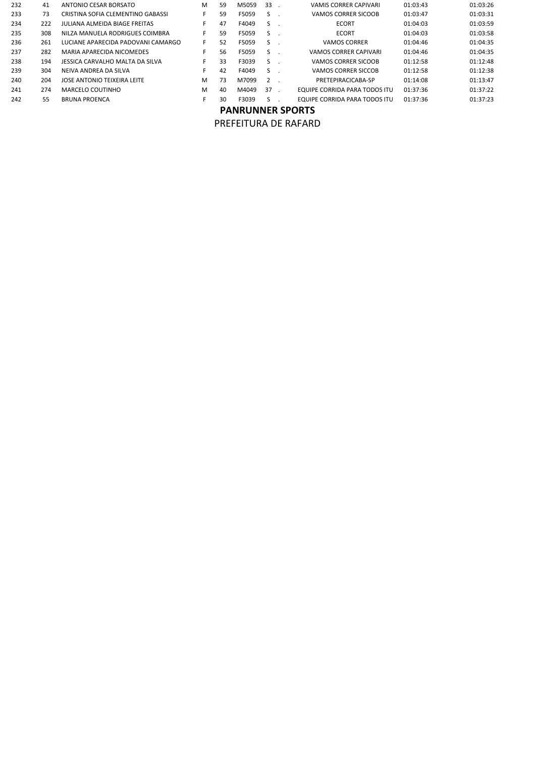| | | | | | | | | | | |
|---|---|---|---|---|---|---|---|---|---|---|
| 232 | 41 | ANTONIO CESAR BORSATO | M | 59 | M5059 | 33 | . | VAMIS CORRER CAPIVARI | 01:03:43 | 01:03:26 |
| 233 | 73 | CRISTINA SOFIA CLEMENTINO GABASSI | F | 59 | F5059 | S | . | VAMOS CORRER SICOOB | 01:03:47 | 01:03:31 |
| 234 | 222 | JULIANA ALMEIDA BIAGE FREITAS | F | 47 | F4049 | S | . | ECORT | 01:04:03 | 01:03:59 |
| 235 | 308 | NILZA MANUELA RODRIGUES COIMBRA | F | 59 | F5059 | S | . | ECORT | 01:04:03 | 01:03:58 |
| 236 | 261 | LUCIANE APARECIDA PADOVANI CAMARGO | F | 52 | F5059 | S | . | VAMOS CORRER | 01:04:46 | 01:04:35 |
| 237 | 282 | MARIA APARECIDA NICOMEDES | F | 56 | F5059 | S | . | VAMOS CORRER CAPIVARI | 01:04:46 | 01:04:35 |
| 238 | 194 | JESSICA CARVALHO MALTA DA SILVA | F | 33 | F3039 | S | . | VAMOS CORRER SICOOB | 01:12:58 | 01:12:48 |
| 239 | 304 | NEIVA ANDREA DA SILVA | F | 42 | F4049 | S | . | VAMOS CORRER SICCOB | 01:12:58 | 01:12:38 |
| 240 | 204 | JOSE ANTONIO TEIXEIRA LEITE | M | 73 | M7099 | 2 | . | PRETEPIRACICABA-SP | 01:14:08 | 01:13:47 |
| 241 | 274 | MARCELO COUTINHO | M | 40 | M4049 | 37 | . | EQUIPE CORRIDA PARA TODOS ITU | 01:37:36 | 01:37:22 |
| 242 | 55 | BRUNA PROENCA | F | 30 | F3039 | S | . | EQUIPE CORRIDA PARA TODOS ITU | 01:37:36 | 01:37:23 |

**PANRUNNER SPORTS**

PREFEITURA DE RAFARD